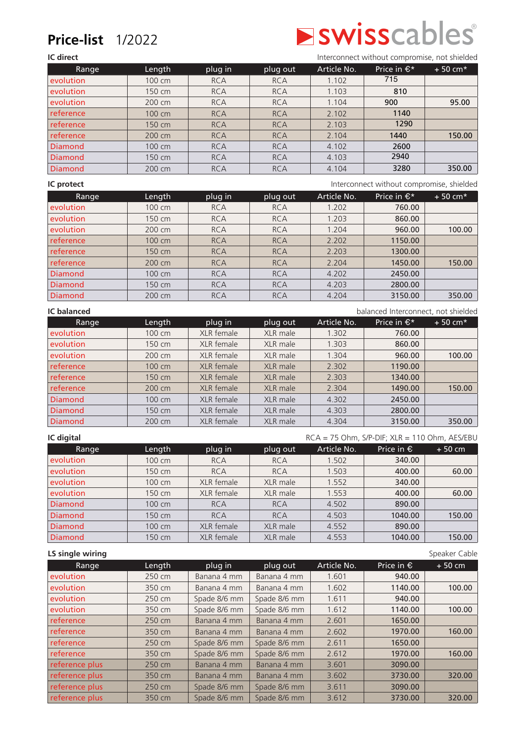# Price-list 1/2022

swisscables®

**IC direct** — Interconnect without compromise, not shielded

| Range | Length | plug in | plug out | Article No. | Price in €* | + 50 cm* |
|---|---|---|---|---|---|---|
| evolution | 100 cm | RCA | RCA | 1.102 | 715 | |
| evolution | 150 cm | RCA | RCA | 1.103 | 810 | |
| evolution | 200 cm | RCA | RCA | 1.104 | 900 | 95.00 |
| reference | 100 cm | RCA | RCA | 2.102 | 1140 | |
| reference | 150 cm | RCA | RCA | 2.103 | 1290 | |
| reference | 200 cm | RCA | RCA | 2.104 | 1440 | 150.00 |
| Diamond | 100 cm | RCA | RCA | 4.102 | 2600 | |
| Diamond | 150 cm | RCA | RCA | 4.103 | 2940 | |
| Diamond | 200 cm | RCA | RCA | 4.104 | 3280 | 350.00 |

**IC protect** — Interconnect without compromise, shielded

| Range | Length | plug in | plug out | Article No. | Price in €* | + 50 cm* |
|---|---|---|---|---|---|---|
| evolution | 100 cm | RCA | RCA | 1.202 | 760.00 | |
| evolution | 150 cm | RCA | RCA | 1.203 | 860.00 | |
| evolution | 200 cm | RCA | RCA | 1.204 | 960.00 | 100.00 |
| reference | 100 cm | RCA | RCA | 2.202 | 1150.00 | |
| reference | 150 cm | RCA | RCA | 2.203 | 1300.00 | |
| reference | 200 cm | RCA | RCA | 2.204 | 1450.00 | 150.00 |
| Diamond | 100 cm | RCA | RCA | 4.202 | 2450.00 | |
| Diamond | 150 cm | RCA | RCA | 4.203 | 2800.00 | |
| Diamond | 200 cm | RCA | RCA | 4.204 | 3150.00 | 350.00 |

**IC balanced** — balanced Interconnect, not shielded

| Range | Length | plug in | plug out | Article No. | Price in €* | + 50 cm* |
|---|---|---|---|---|---|---|
| evolution | 100 cm | XLR female | XLR male | 1.302 | 760.00 | |
| evolution | 150 cm | XLR female | XLR male | 1.303 | 860.00 | |
| evolution | 200 cm | XLR female | XLR male | 1.304 | 960.00 | 100.00 |
| reference | 100 cm | XLR female | XLR male | 2.302 | 1190.00 | |
| reference | 150 cm | XLR female | XLR male | 2.303 | 1340.00 | |
| reference | 200 cm | XLR female | XLR male | 2.304 | 1490.00 | 150.00 |
| Diamond | 100 cm | XLR female | XLR male | 4.302 | 2450.00 | |
| Diamond | 150 cm | XLR female | XLR male | 4.303 | 2800.00 | |
| Diamond | 200 cm | XLR female | XLR male | 4.304 | 3150.00 | 350.00 |

**IC digital** — RCA = 75 Ohm, S/P-DIF; XLR = 110 Ohm, AES/EBU

| Range | Length | plug in | plug out | Article No. | Price in € | + 50 cm |
|---|---|---|---|---|---|---|
| evolution | 100 cm | RCA | RCA | 1.502 | 340.00 | |
| evolution | 150 cm | RCA | RCA | 1.503 | 400.00 | 60.00 |
| evolution | 100 cm | XLR female | XLR male | 1.552 | 340.00 | |
| evolution | 150 cm | XLR female | XLR male | 1.553 | 400.00 | 60.00 |
| Diamond | 100 cm | RCA | RCA | 4.502 | 890.00 | |
| Diamond | 150 cm | RCA | RCA | 4.503 | 1040.00 | 150.00 |
| Diamond | 100 cm | XLR female | XLR male | 4.552 | 890.00 | |
| Diamond | 150 cm | XLR female | XLR male | 4.553 | 1040.00 | 150.00 |

**LS single wiring** — Speaker Cable

| Range | Length | plug in | plug out | Article No. | Price in € | + 50 cm |
|---|---|---|---|---|---|---|
| evolution | 250 cm | Banana 4 mm | Banana 4 mm | 1.601 | 940.00 | |
| evolution | 350 cm | Banana 4 mm | Banana 4 mm | 1.602 | 1140.00 | 100.00 |
| evolution | 250 cm | Spade 8/6 mm | Spade 8/6 mm | 1.611 | 940.00 | |
| evolution | 350 cm | Spade 8/6 mm | Spade 8/6 mm | 1.612 | 1140.00 | 100.00 |
| reference | 250 cm | Banana 4 mm | Banana 4 mm | 2.601 | 1650.00 | |
| reference | 350 cm | Banana 4 mm | Banana 4 mm | 2.602 | 1970.00 | 160.00 |
| reference | 250 cm | Spade 8/6 mm | Spade 8/6 mm | 2.611 | 1650.00 | |
| reference | 350 cm | Spade 8/6 mm | Spade 8/6 mm | 2.612 | 1970.00 | 160.00 |
| reference plus | 250 cm | Banana 4 mm | Banana 4 mm | 3.601 | 3090.00 | |
| reference plus | 350 cm | Banana 4 mm | Banana 4 mm | 3.602 | 3730.00 | 320.00 |
| reference plus | 250 cm | Spade 8/6 mm | Spade 8/6 mm | 3.611 | 3090.00 | |
| reference plus | 350 cm | Spade 8/6 mm | Spade 8/6 mm | 3.612 | 3730.00 | 320.00 |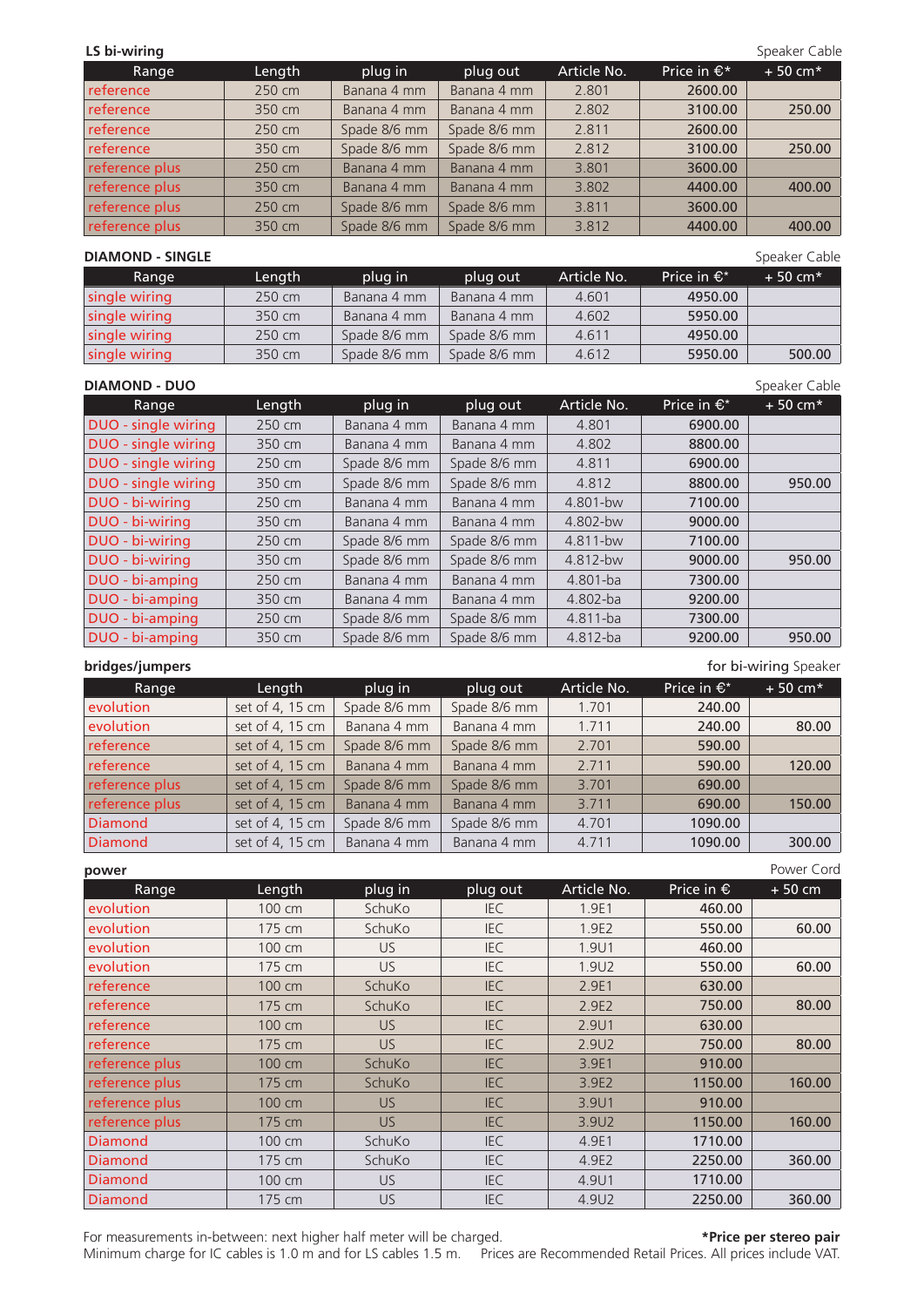**LS bi-wiring** — Speaker Cable

| Range | Length | plug in | plug out | Article No. | Price in €* | + 50 cm* |
|---|---|---|---|---|---|---|
| reference | 250 cm | Banana 4 mm | Banana 4 mm | 2.801 | 2600.00 | |
| reference | 350 cm | Banana 4 mm | Banana 4 mm | 2.802 | 3100.00 | 250.00 |
| reference | 250 cm | Spade 8/6 mm | Spade 8/6 mm | 2.811 | 2600.00 | |
| reference | 350 cm | Spade 8/6 mm | Spade 8/6 mm | 2.812 | 3100.00 | 250.00 |
| reference plus | 250 cm | Banana 4 mm | Banana 4 mm | 3.801 | 3600.00 | |
| reference plus | 350 cm | Banana 4 mm | Banana 4 mm | 3.802 | 4400.00 | 400.00 |
| reference plus | 250 cm | Spade 8/6 mm | Spade 8/6 mm | 3.811 | 3600.00 | |
| reference plus | 350 cm | Spade 8/6 mm | Spade 8/6 mm | 3.812 | 4400.00 | 400.00 |

**DIAMOND - SINGLE** — Speaker Cable

| Range | Length | plug in | plug out | Article No. | Price in €* | + 50 cm* |
|---|---|---|---|---|---|---|
| single wiring | 250 cm | Banana 4 mm | Banana 4 mm | 4.601 | 4950.00 | |
| single wiring | 350 cm | Banana 4 mm | Banana 4 mm | 4.602 | 5950.00 | |
| single wiring | 250 cm | Spade 8/6 mm | Spade 8/6 mm | 4.611 | 4950.00 | |
| single wiring | 350 cm | Spade 8/6 mm | Spade 8/6 mm | 4.612 | 5950.00 | 500.00 |

**DIAMOND - DUO** — Speaker Cable

| Range | Length | plug in | plug out | Article No. | Price in €* | + 50 cm* |
|---|---|---|---|---|---|---|
| DUO - single wiring | 250 cm | Banana 4 mm | Banana 4 mm | 4.801 | 6900.00 | |
| DUO - single wiring | 350 cm | Banana 4 mm | Banana 4 mm | 4.802 | 8800.00 | |
| DUO - single wiring | 250 cm | Spade 8/6 mm | Spade 8/6 mm | 4.811 | 6900.00 | |
| DUO - single wiring | 350 cm | Spade 8/6 mm | Spade 8/6 mm | 4.812 | 8800.00 | 950.00 |
| DUO - bi-wiring | 250 cm | Banana 4 mm | Banana 4 mm | 4.801-bw | 7100.00 | |
| DUO - bi-wiring | 350 cm | Banana 4 mm | Banana 4 mm | 4.802-bw | 9000.00 | |
| DUO - bi-wiring | 250 cm | Spade 8/6 mm | Spade 8/6 mm | 4.811-bw | 7100.00 | |
| DUO - bi-wiring | 350 cm | Spade 8/6 mm | Spade 8/6 mm | 4.812-bw | 9000.00 | 950.00 |
| DUO - bi-amping | 250 cm | Banana 4 mm | Banana 4 mm | 4.801-ba | 7300.00 | |
| DUO - bi-amping | 350 cm | Banana 4 mm | Banana 4 mm | 4.802-ba | 9200.00 | |
| DUO - bi-amping | 250 cm | Spade 8/6 mm | Spade 8/6 mm | 4.811-ba | 7300.00 | |
| DUO - bi-amping | 350 cm | Spade 8/6 mm | Spade 8/6 mm | 4.812-ba | 9200.00 | 950.00 |

**bridges/jumpers** — for bi-wiring Speaker

| Range | Length | plug in | plug out | Article No. | Price in €* | + 50 cm* |
|---|---|---|---|---|---|---|
| evolution | set of 4, 15 cm | Spade 8/6 mm | Spade 8/6 mm | 1.701 | 240.00 | |
| evolution | set of 4, 15 cm | Banana 4 mm | Banana 4 mm | 1.711 | 240.00 | 80.00 |
| reference | set of 4, 15 cm | Spade 8/6 mm | Spade 8/6 mm | 2.701 | 590.00 | |
| reference | set of 4, 15 cm | Banana 4 mm | Banana 4 mm | 2.711 | 590.00 | 120.00 |
| reference plus | set of 4, 15 cm | Spade 8/6 mm | Spade 8/6 mm | 3.701 | 690.00 | |
| reference plus | set of 4, 15 cm | Banana 4 mm | Banana 4 mm | 3.711 | 690.00 | 150.00 |
| Diamond | set of 4, 15 cm | Spade 8/6 mm | Spade 8/6 mm | 4.701 | 1090.00 | |
| Diamond | set of 4, 15 cm | Banana 4 mm | Banana 4 mm | 4.711 | 1090.00 | 300.00 |

**power** — Power Cord

| Range | Length | plug in | plug out | Article No. | Price in € | + 50 cm |
|---|---|---|---|---|---|---|
| evolution | 100 cm | SchuKo | IEC | 1.9E1 | 460.00 | |
| evolution | 175 cm | SchuKo | IEC | 1.9E2 | 550.00 | 60.00 |
| evolution | 100 cm | US | IEC | 1.9U1 | 460.00 | |
| evolution | 175 cm | US | IEC | 1.9U2 | 550.00 | 60.00 |
| reference | 100 cm | SchuKo | IEC | 2.9E1 | 630.00 | |
| reference | 175 cm | SchuKo | IEC | 2.9E2 | 750.00 | 80.00 |
| reference | 100 cm | US | IEC | 2.9U1 | 630.00 | |
| reference | 175 cm | US | IEC | 2.9U2 | 750.00 | 80.00 |
| reference plus | 100 cm | SchuKo | IEC | 3.9E1 | 910.00 | |
| reference plus | 175 cm | SchuKo | IEC | 3.9E2 | 1150.00 | 160.00 |
| reference plus | 100 cm | US | IEC | 3.9U1 | 910.00 | |
| reference plus | 175 cm | US | IEC | 3.9U2 | 1150.00 | 160.00 |
| Diamond | 100 cm | SchuKo | IEC | 4.9E1 | 1710.00 | |
| Diamond | 175 cm | SchuKo | IEC | 4.9E2 | 2250.00 | 360.00 |
| Diamond | 100 cm | US | IEC | 4.9U1 | 1710.00 | |
| Diamond | 175 cm | US | IEC | 4.9U2 | 2250.00 | 360.00 |

For measurements in-between: next higher half meter will be charged.
Minimum charge for IC cables is 1.0 m and for LS cables 1.5 m.

**\*Price per stereo pair**
Prices are Recommended Retail Prices. All prices include VAT.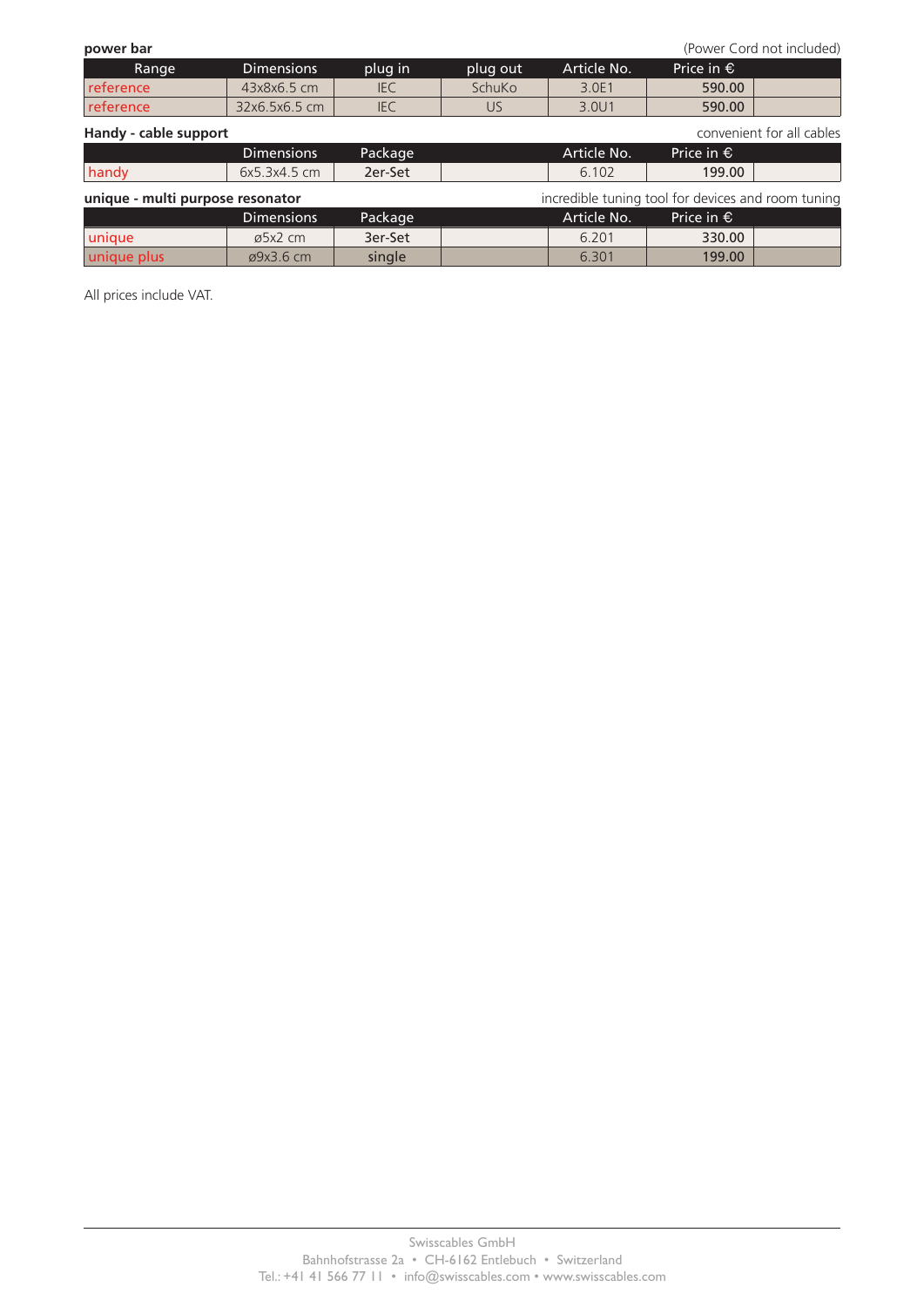**power bar** (Power Cord not included)

| Range | Dimensions | plug in | plug out | Article No. | Price in € | |
|---|---|---|---|---|---|---|
| reference | 43x8x6.5 cm | IEC | SchuKo | 3.0E1 | 590.00 | |
| reference | 32x6.5x6.5 cm | IEC | US | 3.0U1 | 590.00 | |

**Handy - cable support** convenient for all cables

| | Dimensions | Package | | Article No. | Price in € | |
|---|---|---|---|---|---|---|
| handy | 6x5.3x4.5 cm | 2er-Set | | 6.102 | 199.00 | |

**unique - multi purpose resonator** incredible tuning tool for devices and room tuning

| | Dimensions | Package | | Article No. | Price in € | |
|---|---|---|---|---|---|---|
| unique | ø5x2 cm | 3er-Set | | 6.201 | 330.00 | |
| unique plus | ø9x3.6 cm | single | | 6.301 | 199.00 | |

All prices include VAT.

Swisscables GmbH
Bahnhofstrasse 2a • CH-6162 Entlebuch • Switzerland
Tel.: +41 41 566 77 11 • info@swisscables.com • www.swisscables.com